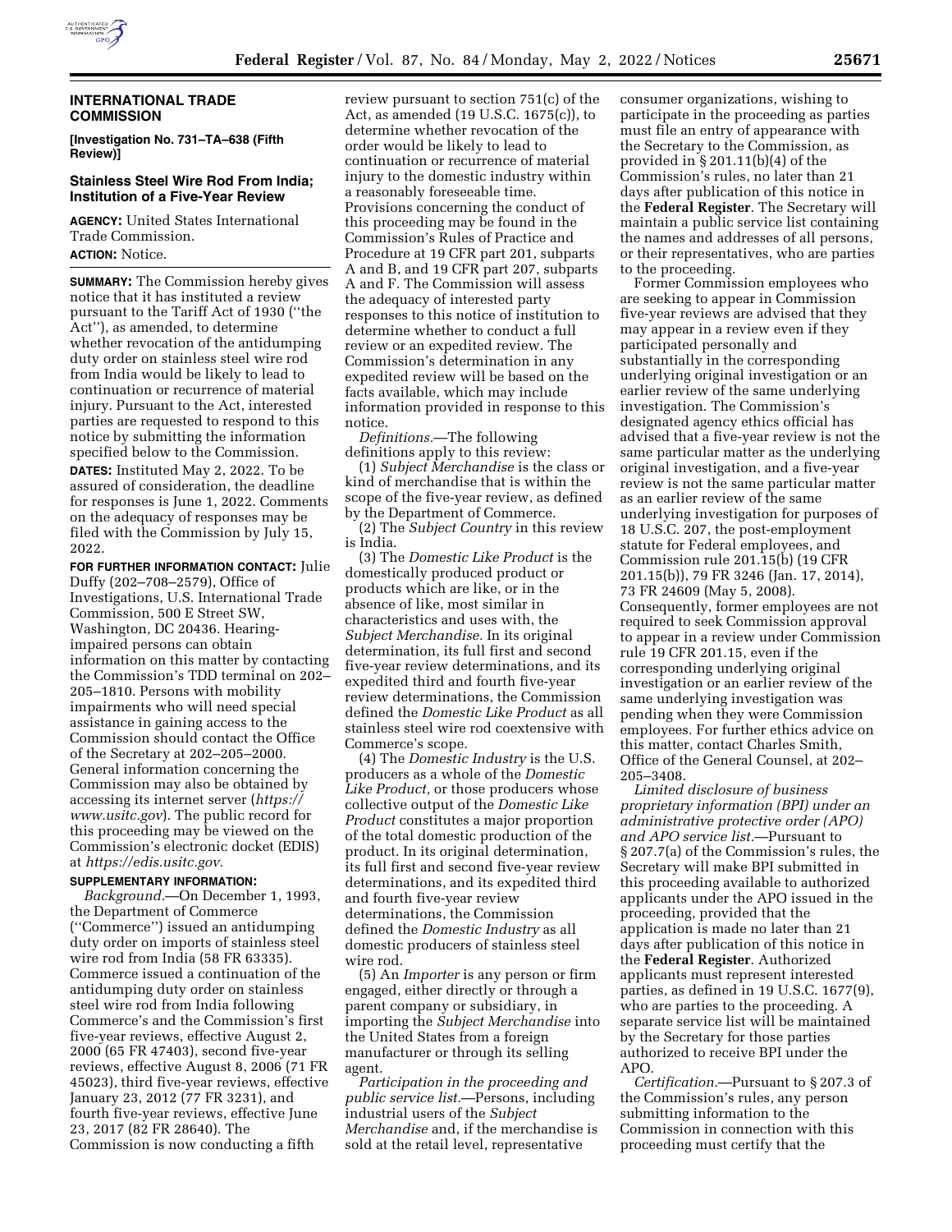## INTERNATIONAL TRADE COMMISSION

**[Investigation No. 731–TA–638 (Fifth Review)]**

### Stainless Steel Wire Rod From India; Institution of a Five-Year Review

**AGENCY:** United States International Trade Commission.

**ACTION:** Notice.

**SUMMARY:** The Commission hereby gives notice that it has instituted a review pursuant to the Tariff Act of 1930 (''the Act''), as amended, to determine whether revocation of the antidumping duty order on stainless steel wire rod from India would be likely to lead to continuation or recurrence of material injury. Pursuant to the Act, interested parties are requested to respond to this notice by submitting the information specified below to the Commission.

**DATES:** Instituted May 2, 2022. To be assured of consideration, the deadline for responses is June 1, 2022. Comments on the adequacy of responses may be filed with the Commission by July 15, 2022.

**FOR FURTHER INFORMATION CONTACT:** Julie Duffy (202–708–2579), Office of Investigations, U.S. International Trade Commission, 500 E Street SW, Washington, DC 20436. Hearing-impaired persons can obtain information on this matter by contacting the Commission's TDD terminal on 202–205–1810. Persons with mobility impairments who will need special assistance in gaining access to the Commission should contact the Office of the Secretary at 202–205–2000. General information concerning the Commission may also be obtained by accessing its internet server (*https://www.usitc.gov*). The public record for this proceeding may be viewed on the Commission's electronic docket (EDIS) at *https://edis.usitc.gov.*

**SUPPLEMENTARY INFORMATION:**

*Background.*—On December 1, 1993, the Department of Commerce (''Commerce'') issued an antidumping duty order on imports of stainless steel wire rod from India (58 FR 63335). Commerce issued a continuation of the antidumping duty order on stainless steel wire rod from India following Commerce's and the Commission's first five-year reviews, effective August 2, 2000 (65 FR 47403), second five-year reviews, effective August 8, 2006 (71 FR 45023), third five-year reviews, effective January 23, 2012 (77 FR 3231), and fourth five-year reviews, effective June 23, 2017 (82 FR 28640). The Commission is now conducting a fifth review pursuant to section 751(c) of the Act, as amended (19 U.S.C. 1675(c)), to determine whether revocation of the order would be likely to lead to continuation or recurrence of material injury to the domestic industry within a reasonably foreseeable time. Provisions concerning the conduct of this proceeding may be found in the Commission's Rules of Practice and Procedure at 19 CFR part 201, subparts A and B, and 19 CFR part 207, subparts A and F. The Commission will assess the adequacy of interested party responses to this notice of institution to determine whether to conduct a full review or an expedited review. The Commission's determination in any expedited review will be based on the facts available, which may include information provided in response to this notice.

*Definitions.*—The following definitions apply to this review:

(1) *Subject Merchandise* is the class or kind of merchandise that is within the scope of the five-year review, as defined by the Department of Commerce.

(2) The *Subject Country* in this review is India.

(3) The *Domestic Like Product* is the domestically produced product or products which are like, or in the absence of like, most similar in characteristics and uses with, the *Subject Merchandise.* In its original determination, its full first and second five-year review determinations, and its expedited third and fourth five-year review determinations, the Commission defined the *Domestic Like Product* as all stainless steel wire rod coextensive with Commerce's scope.

(4) The *Domestic Industry* is the U.S. producers as a whole of the *Domestic Like Product,* or those producers whose collective output of the *Domestic Like Product* constitutes a major proportion of the total domestic production of the product. In its original determination, its full first and second five-year review determinations, and its expedited third and fourth five-year review determinations, the Commission defined the *Domestic Industry* as all domestic producers of stainless steel wire rod.

(5) An *Importer* is any person or firm engaged, either directly or through a parent company or subsidiary, in importing the *Subject Merchandise* into the United States from a foreign manufacturer or through its selling agent.

*Participation in the proceeding and public service list.*—Persons, including industrial users of the *Subject Merchandise* and, if the merchandise is sold at the retail level, representative consumer organizations, wishing to participate in the proceeding as parties must file an entry of appearance with the Secretary to the Commission, as provided in § 201.11(b)(4) of the Commission's rules, no later than 21 days after publication of this notice in the **Federal Register**. The Secretary will maintain a public service list containing the names and addresses of all persons, or their representatives, who are parties to the proceeding.

Former Commission employees who are seeking to appear in Commission five-year reviews are advised that they may appear in a review even if they participated personally and substantially in the corresponding underlying original investigation or an earlier review of the same underlying investigation. The Commission's designated agency ethics official has advised that a five-year review is not the same particular matter as the underlying original investigation, and a five-year review is not the same particular matter as an earlier review of the same underlying investigation for purposes of 18 U.S.C. 207, the post-employment statute for Federal employees, and Commission rule 201.15(b) (19 CFR 201.15(b)), 79 FR 3246 (Jan. 17, 2014), 73 FR 24609 (May 5, 2008). Consequently, former employees are not required to seek Commission approval to appear in a review under Commission rule 19 CFR 201.15, even if the corresponding underlying original investigation or an earlier review of the same underlying investigation was pending when they were Commission employees. For further ethics advice on this matter, contact Charles Smith, Office of the General Counsel, at 202–205–3408.

*Limited disclosure of business proprietary information (BPI) under an administrative protective order (APO) and APO service list.*—Pursuant to § 207.7(a) of the Commission's rules, the Secretary will make BPI submitted in this proceeding available to authorized applicants under the APO issued in the proceeding, provided that the application is made no later than 21 days after publication of this notice in the **Federal Register**. Authorized applicants must represent interested parties, as defined in 19 U.S.C. 1677(9), who are parties to the proceeding. A separate service list will be maintained by the Secretary for those parties authorized to receive BPI under the APO.

*Certification.*—Pursuant to § 207.3 of the Commission's rules, any person submitting information to the Commission in connection with this proceeding must certify that the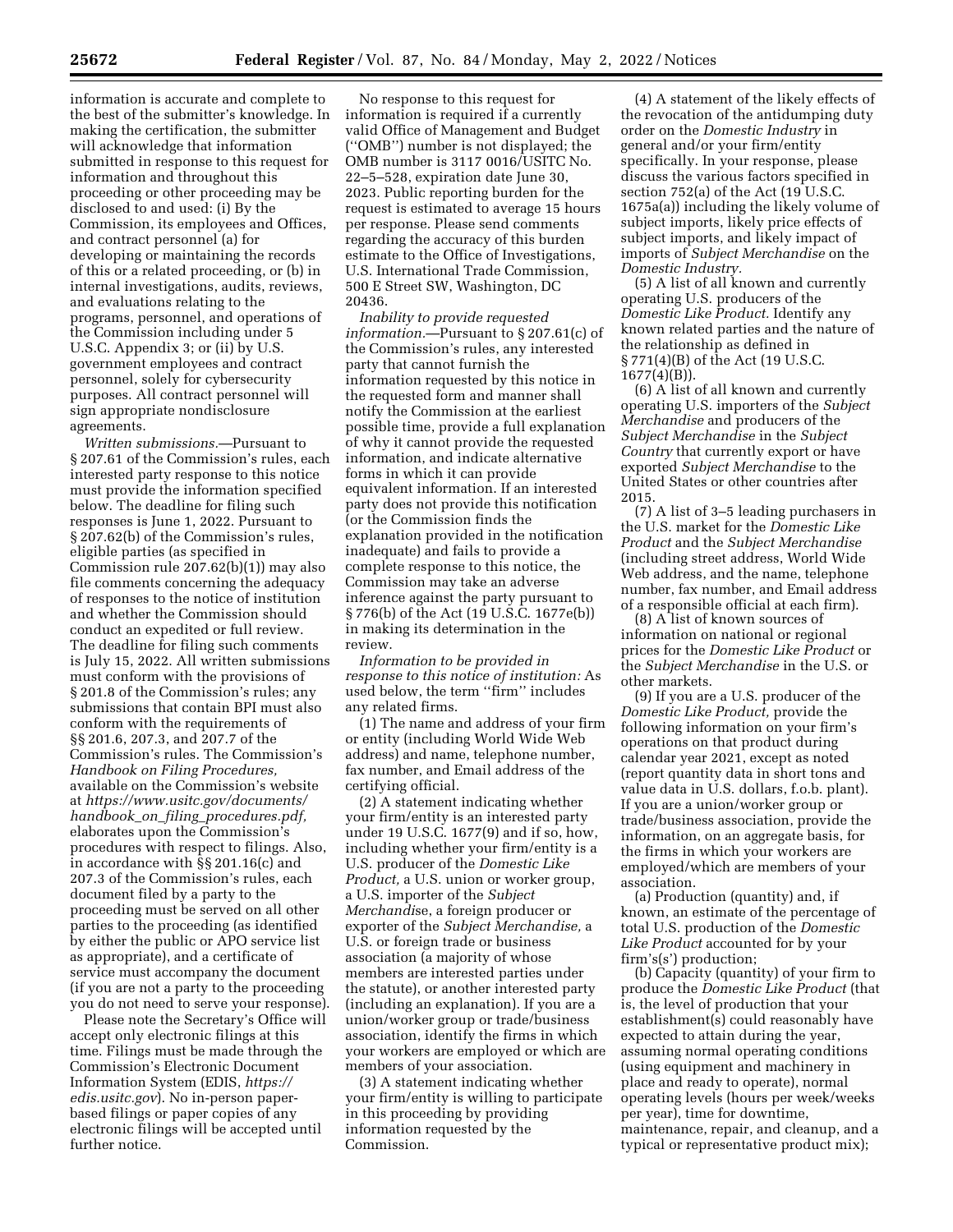information is accurate and complete to the best of the submitter's knowledge. In making the certification, the submitter will acknowledge that information submitted in response to this request for information and throughout this proceeding or other proceeding may be disclosed to and used: (i) By the Commission, its employees and Offices, and contract personnel (a) for developing or maintaining the records of this or a related proceeding, or (b) in internal investigations, audits, reviews, and evaluations relating to the programs, personnel, and operations of the Commission including under 5 U.S.C. Appendix 3; or (ii) by U.S. government employees and contract personnel, solely for cybersecurity purposes. All contract personnel will sign appropriate nondisclosure agreements.

*Written submissions.*—Pursuant to § 207.61 of the Commission's rules, each interested party response to this notice must provide the information specified below. The deadline for filing such responses is June 1, 2022. Pursuant to § 207.62(b) of the Commission's rules, eligible parties (as specified in Commission rule 207.62(b)(1)) may also file comments concerning the adequacy of responses to the notice of institution and whether the Commission should conduct an expedited or full review. The deadline for filing such comments is July 15, 2022. All written submissions must conform with the provisions of § 201.8 of the Commission's rules; any submissions that contain BPI must also conform with the requirements of §§ 201.6, 207.3, and 207.7 of the Commission's rules. The Commission's *Handbook on Filing Procedures,* available on the Commission's website at *https://www.usitc.gov/documents/handbook_on_filing_procedures.pdf,* elaborates upon the Commission's procedures with respect to filings. Also, in accordance with §§ 201.16(c) and 207.3 of the Commission's rules, each document filed by a party to the proceeding must be served on all other parties to the proceeding (as identified by either the public or APO service list as appropriate), and a certificate of service must accompany the document (if you are not a party to the proceeding you do not need to serve your response).

Please note the Secretary's Office will accept only electronic filings at this time. Filings must be made through the Commission's Electronic Document Information System (EDIS, *https://edis.usitc.gov*). No in-person paper-based filings or paper copies of any electronic filings will be accepted until further notice.

No response to this request for information is required if a currently valid Office of Management and Budget (''OMB'') number is not displayed; the OMB number is 3117 0016/USITC No. 22–5–528, expiration date June 30, 2023. Public reporting burden for the request is estimated to average 15 hours per response. Please send comments regarding the accuracy of this burden estimate to the Office of Investigations, U.S. International Trade Commission, 500 E Street SW, Washington, DC 20436.

*Inability to provide requested information.*—Pursuant to § 207.61(c) of the Commission's rules, any interested party that cannot furnish the information requested by this notice in the requested form and manner shall notify the Commission at the earliest possible time, provide a full explanation of why it cannot provide the requested information, and indicate alternative forms in which it can provide equivalent information. If an interested party does not provide this notification (or the Commission finds the explanation provided in the notification inadequate) and fails to provide a complete response to this notice, the Commission may take an adverse inference against the party pursuant to § 776(b) of the Act (19 U.S.C. 1677e(b)) in making its determination in the review.

*Information to be provided in response to this notice of institution:* As used below, the term ''firm'' includes any related firms.

(1) The name and address of your firm or entity (including World Wide Web address) and name, telephone number, fax number, and Email address of the certifying official.

(2) A statement indicating whether your firm/entity is an interested party under 19 U.S.C. 1677(9) and if so, how, including whether your firm/entity is a U.S. producer of the *Domestic Like Product,* a U.S. union or worker group, a U.S. importer of the *Subject Merchandis*e, a foreign producer or exporter of the *Subject Merchandise,* a U.S. or foreign trade or business association (a majority of whose members are interested parties under the statute), or another interested party (including an explanation). If you are a union/worker group or trade/business association, identify the firms in which your workers are employed or which are members of your association.

(3) A statement indicating whether your firm/entity is willing to participate in this proceeding by providing information requested by the Commission.

(4) A statement of the likely effects of the revocation of the antidumping duty order on the *Domestic Industry* in general and/or your firm/entity specifically. In your response, please discuss the various factors specified in section 752(a) of the Act (19 U.S.C. 1675a(a)) including the likely volume of subject imports, likely price effects of subject imports, and likely impact of imports of *Subject Merchandise* on the *Domestic Industry.*

(5) A list of all known and currently operating U.S. producers of the *Domestic Like Product.* Identify any known related parties and the nature of the relationship as defined in § 771(4)(B) of the Act (19 U.S.C. 1677(4)(B)).

(6) A list of all known and currently operating U.S. importers of the *Subject Merchandise* and producers of the *Subject Merchandise* in the *Subject Country* that currently export or have exported *Subject Merchandise* to the United States or other countries after 2015.

(7) A list of 3–5 leading purchasers in the U.S. market for the *Domestic Like Product* and the *Subject Merchandise* (including street address, World Wide Web address, and the name, telephone number, fax number, and Email address of a responsible official at each firm).

(8) A list of known sources of information on national or regional prices for the *Domestic Like Product* or the *Subject Merchandise* in the U.S. or other markets.

(9) If you are a U.S. producer of the *Domestic Like Product,* provide the following information on your firm's operations on that product during calendar year 2021, except as noted (report quantity data in short tons and value data in U.S. dollars, f.o.b. plant). If you are a union/worker group or trade/business association, provide the information, on an aggregate basis, for the firms in which your workers are employed/which are members of your association.

(a) Production (quantity) and, if known, an estimate of the percentage of total U.S. production of the *Domestic Like Product* accounted for by your firm's(s') production;

(b) Capacity (quantity) of your firm to produce the *Domestic Like Product* (that is, the level of production that your establishment(s) could reasonably have expected to attain during the year, assuming normal operating conditions (using equipment and machinery in place and ready to operate), normal operating levels (hours per week/weeks per year), time for downtime, maintenance, repair, and cleanup, and a typical or representative product mix);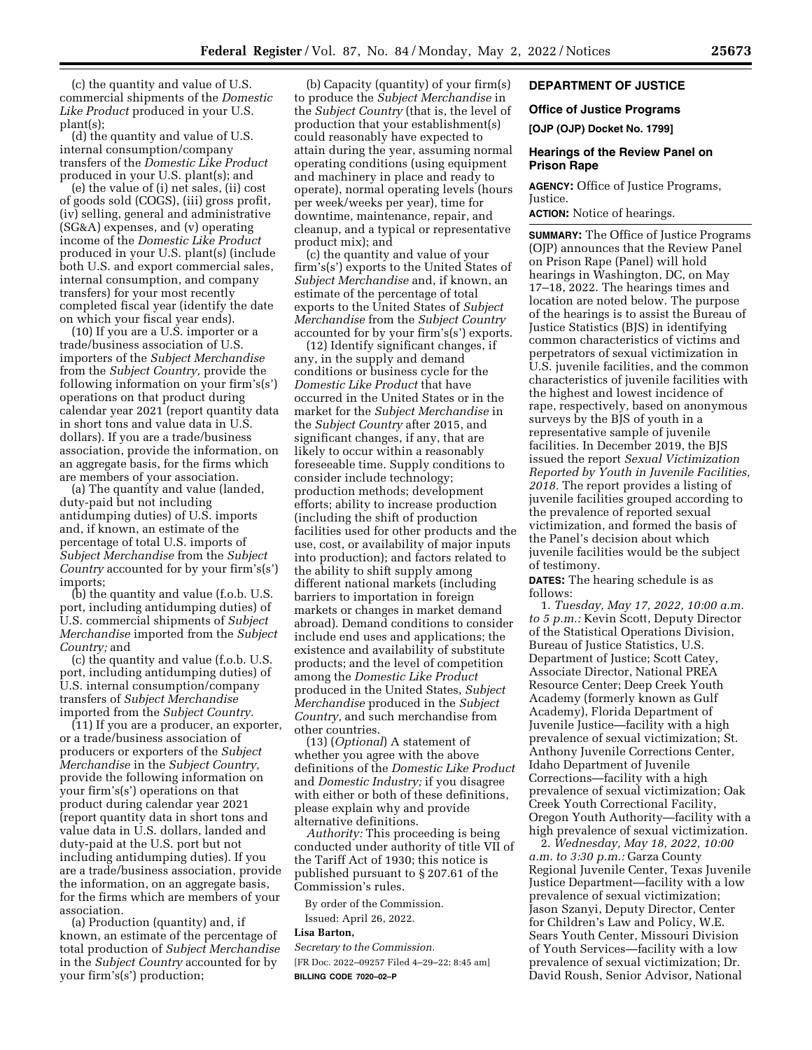(c) the quantity and value of U.S. commercial shipments of the *Domestic Like Product* produced in your U.S. plant(s);

(d) the quantity and value of U.S. internal consumption/company transfers of the *Domestic Like Product* produced in your U.S. plant(s); and

(e) the value of (i) net sales, (ii) cost of goods sold (COGS), (iii) gross profit, (iv) selling, general and administrative (SG&A) expenses, and (v) operating income of the *Domestic Like Product* produced in your U.S. plant(s) (include both U.S. and export commercial sales, internal consumption, and company transfers) for your most recently completed fiscal year (identify the date on which your fiscal year ends).

(10) If you are a U.S. importer or a trade/business association of U.S. importers of the *Subject Merchandise* from the *Subject Country,* provide the following information on your firm's(s') operations on that product during calendar year 2021 (report quantity data in short tons and value data in U.S. dollars). If you are a trade/business association, provide the information, on an aggregate basis, for the firms which are members of your association.

(a) The quantity and value (landed, duty-paid but not including antidumping duties) of U.S. imports and, if known, an estimate of the percentage of total U.S. imports of *Subject Merchandise* from the *Subject Country* accounted for by your firm's(s') imports;

(b) the quantity and value (f.o.b. U.S. port, including antidumping duties) of U.S. commercial shipments of *Subject Merchandise* imported from the *Subject Country;* and

(c) the quantity and value (f.o.b. U.S. port, including antidumping duties) of U.S. internal consumption/company transfers of *Subject Merchandise* imported from the *Subject Country.*

(11) If you are a producer, an exporter, or a trade/business association of producers or exporters of the *Subject Merchandise* in the *Subject Country,* provide the following information on your firm's(s') operations on that product during calendar year 2021 (report quantity data in short tons and value data in U.S. dollars, landed and duty-paid at the U.S. port but not including antidumping duties). If you are a trade/business association, provide the information, on an aggregate basis, for the firms which are members of your association.

(a) Production (quantity) and, if known, an estimate of the percentage of total production of *Subject Merchandise* in the *Subject Country* accounted for by your firm's(s') production;

(b) Capacity (quantity) of your firm(s) to produce the *Subject Merchandise* in the *Subject Country* (that is, the level of production that your establishment(s) could reasonably have expected to attain during the year, assuming normal operating conditions (using equipment and machinery in place and ready to operate), normal operating levels (hours per week/weeks per year), time for downtime, maintenance, repair, and cleanup, and a typical or representative product mix); and

(c) the quantity and value of your firm's(s') exports to the United States of *Subject Merchandise* and, if known, an estimate of the percentage of total exports to the United States of *Subject Merchandise* from the *Subject Country* accounted for by your firm's(s') exports.

(12) Identify significant changes, if any, in the supply and demand conditions or business cycle for the *Domestic Like Product* that have occurred in the United States or in the market for the *Subject Merchandise* in the *Subject Country* after 2015, and significant changes, if any, that are likely to occur within a reasonably foreseeable time. Supply conditions to consider include technology; production methods; development efforts; ability to increase production (including the shift of production facilities used for other products and the use, cost, or availability of major inputs into production); and factors related to the ability to shift supply among different national markets (including barriers to importation in foreign markets or changes in market demand abroad). Demand conditions to consider include end uses and applications; the existence and availability of substitute products; and the level of competition among the *Domestic Like Product* produced in the United States, *Subject Merchandise* produced in the *Subject Country,* and such merchandise from other countries.

(13) (*Optional*) A statement of whether you agree with the above definitions of the *Domestic Like Product* and *Domestic Industry;* if you disagree with either or both of these definitions, please explain why and provide alternative definitions.

*Authority:* This proceeding is being conducted under authority of title VII of the Tariff Act of 1930; this notice is published pursuant to § 207.61 of the Commission's rules.

By order of the Commission.

Issued: April 26, 2022.

**Lisa Barton,**

*Secretary to the Commission.*

[FR Doc. 2022–09257 Filed 4–29–22; 8:45 am]

**BILLING CODE 7020–02–P**

## DEPARTMENT OF JUSTICE

### Office of Justice Programs

**[OJP (OJP) Docket No. 1799]**

### Hearings of the Review Panel on Prison Rape

**AGENCY:** Office of Justice Programs, Justice.

**ACTION:** Notice of hearings.

**SUMMARY:** The Office of Justice Programs (OJP) announces that the Review Panel on Prison Rape (Panel) will hold hearings in Washington, DC, on May 17–18, 2022. The hearings times and location are noted below. The purpose of the hearings is to assist the Bureau of Justice Statistics (BJS) in identifying common characteristics of victims and perpetrators of sexual victimization in U.S. juvenile facilities, and the common characteristics of juvenile facilities with the highest and lowest incidence of rape, respectively, based on anonymous surveys by the BJS of youth in a representative sample of juvenile facilities. In December 2019, the BJS issued the report *Sexual Victimization Reported by Youth in Juvenile Facilities, 2018.* The report provides a listing of juvenile facilities grouped according to the prevalence of reported sexual victimization, and formed the basis of the Panel's decision about which juvenile facilities would be the subject of testimony.

**DATES:** The hearing schedule is as follows:

1. *Tuesday, May 17, 2022, 10:00 a.m. to 5 p.m.:* Kevin Scott, Deputy Director of the Statistical Operations Division, Bureau of Justice Statistics, U.S. Department of Justice; Scott Catey, Associate Director, National PREA Resource Center; Deep Creek Youth Academy (formerly known as Gulf Academy), Florida Department of Juvenile Justice—facility with a high prevalence of sexual victimization; St. Anthony Juvenile Corrections Center, Idaho Department of Juvenile Corrections—facility with a high prevalence of sexual victimization; Oak Creek Youth Correctional Facility, Oregon Youth Authority—facility with a high prevalence of sexual victimization.

2. *Wednesday, May 18, 2022, 10:00 a.m. to 3:30 p.m.:* Garza County Regional Juvenile Center, Texas Juvenile Justice Department—facility with a low prevalence of sexual victimization; Jason Szanyi, Deputy Director, Center for Children's Law and Policy, W.E. Sears Youth Center, Missouri Division of Youth Services—facility with a low prevalence of sexual victimization; Dr. David Roush, Senior Advisor, National